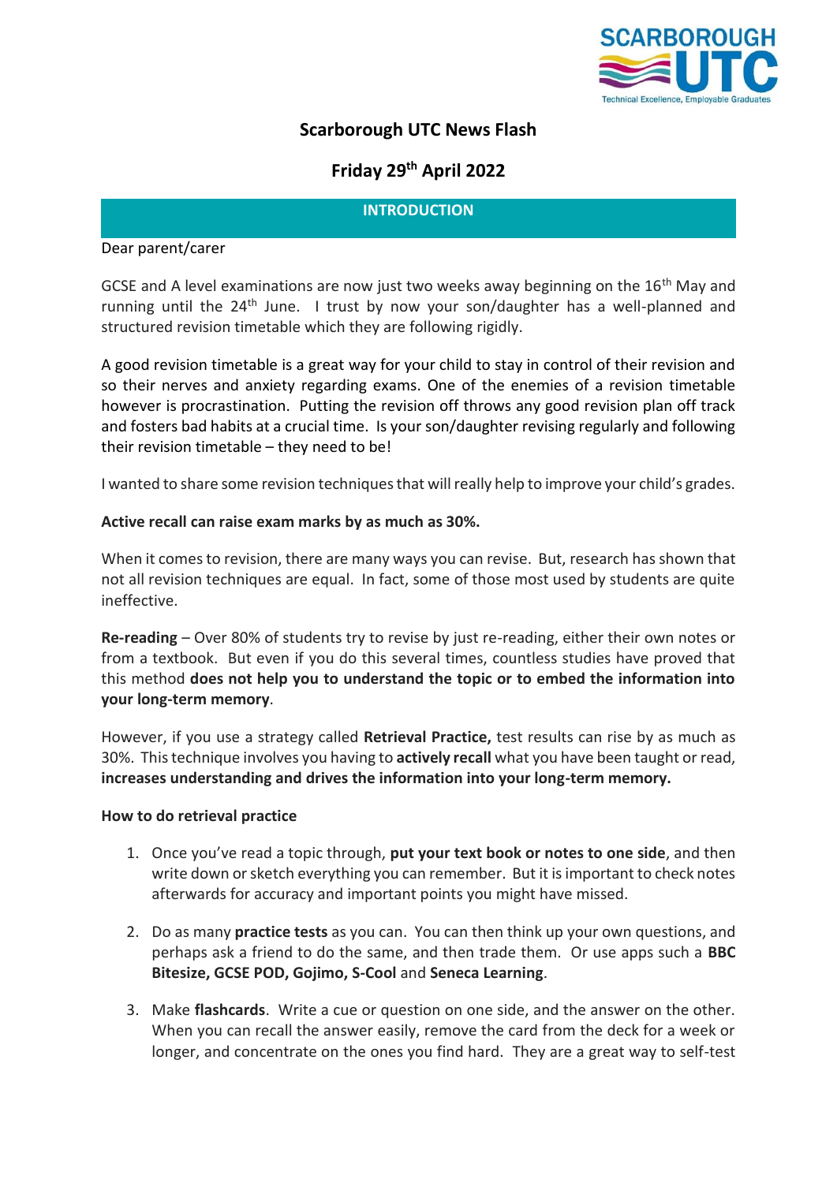# Scarborough UTC News Flash

## Friday 29th April 2022

### INTRODUCTION

Dear parent/carer

GCSE and A level examinations are now just two weeks away beginning on the 16th May and running until the 24th June. I trust by now your son/daughter has a well-planned and structured revision timetable which they are following rigidly.

A good revision timetable is a great way for your child to stay in control of their revision and so their nerves and anxiety regarding exams. One of the enemies of a revision timetable however is procrastination. Putting the revision off throws any good revision plan off track and fosters bad habits at a crucial time. Is your son/daughter revising regularly and following their revision timetable – they need to be!

I wanted to share some revision techniques that will really help to improve your child's grades.

**Active recall can raise exam marks by as much as 30%.**

When it comes to revision, there are many ways you can revise. But, research has shown that not all revision techniques are equal. In fact, some of those most used by students are quite ineffective.

**Re-reading** – Over 80% of students try to revise by just re-reading, either their own notes or from a textbook. But even if you do this several times, countless studies have proved that this method **does not help you to understand the topic or to embed the information into your long-term memory**.

However, if you use a strategy called **Retrieval Practice,** test results can rise by as much as 30%. This technique involves you having to **actively recall** what you have been taught or read, **increases understanding and drives the information into your long-term memory.**

**How to do retrieval practice**

1. Once you've read a topic through, **put your text book or notes to one side**, and then write down or sketch everything you can remember. But it is important to check notes afterwards for accuracy and important points you might have missed.

2. Do as many **practice tests** as you can. You can then think up your own questions, and perhaps ask a friend to do the same, and then trade them. Or use apps such a **BBC Bitesize, GCSE POD, Gojimo, S-Cool** and **Seneca Learning**.

3. Make **flashcards**. Write a cue or question on one side, and the answer on the other. When you can recall the answer easily, remove the card from the deck for a week or longer, and concentrate on the ones you find hard. They are a great way to self-test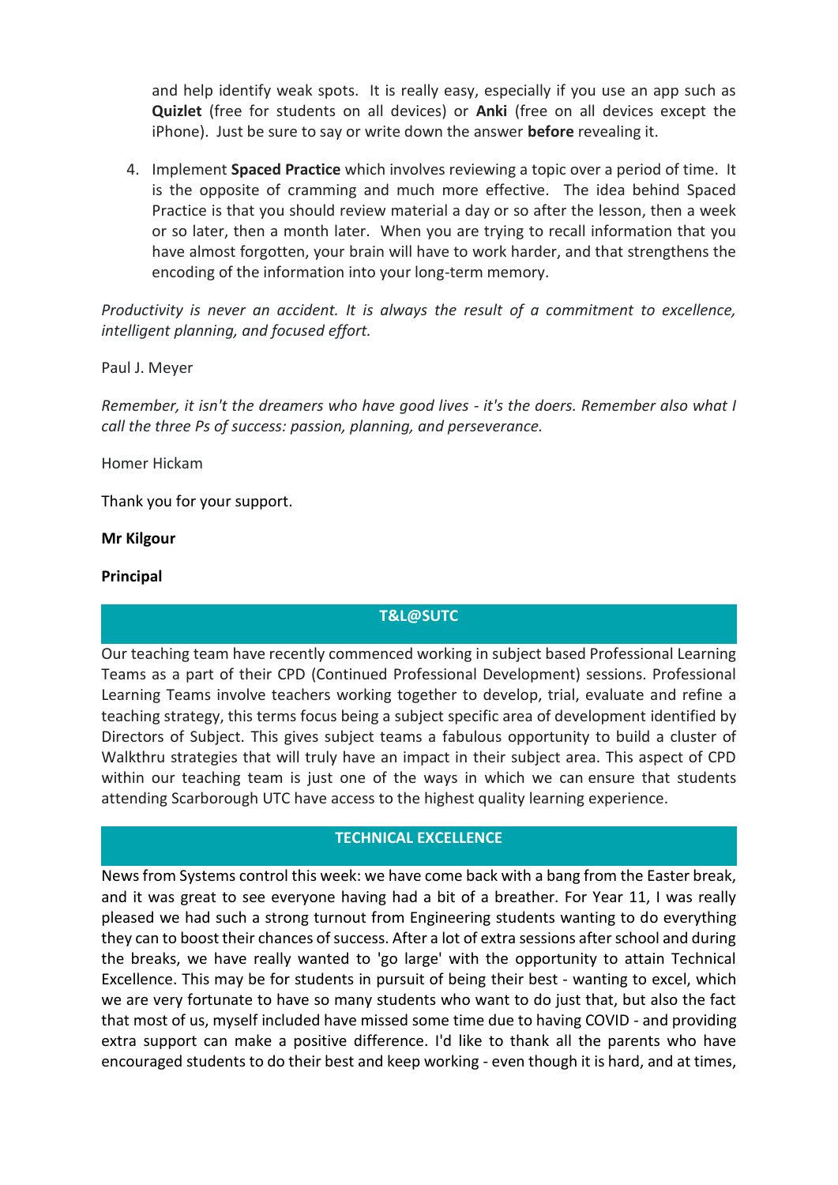and help identify weak spots. It is really easy, especially if you use an app such as **Quizlet** (free for students on all devices) or **Anki** (free on all devices except the iPhone). Just be sure to say or write down the answer **before** revealing it.

4. Implement **Spaced Practice** which involves reviewing a topic over a period of time. It is the opposite of cramming and much more effective. The idea behind Spaced Practice is that you should review material a day or so after the lesson, then a week or so later, then a month later. When you are trying to recall information that you have almost forgotten, your brain will have to work harder, and that strengthens the encoding of the information into your long-term memory.

*Productivity is never an accident. It is always the result of a commitment to excellence, intelligent planning, and focused effort.*

Paul J. Meyer

*Remember, it isn't the dreamers who have good lives - it's the doers. Remember also what I call the three Ps of success: passion, planning, and perseverance.*

Homer Hickam

Thank you for your support.

**Mr Kilgour**

**Principal**

## T&L@SUTC

Our teaching team have recently commenced working in subject based Professional Learning Teams as a part of their CPD (Continued Professional Development) sessions. Professional Learning Teams involve teachers working together to develop, trial, evaluate and refine a teaching strategy, this terms focus being a subject specific area of development identified by Directors of Subject. This gives subject teams a fabulous opportunity to build a cluster of Walkthru strategies that will truly have an impact in their subject area. This aspect of CPD within our teaching team is just one of the ways in which we can ensure that students attending Scarborough UTC have access to the highest quality learning experience.

## TECHNICAL EXCELLENCE

News from Systems control this week: we have come back with a bang from the Easter break, and it was great to see everyone having had a bit of a breather. For Year 11, I was really pleased we had such a strong turnout from Engineering students wanting to do everything they can to boost their chances of success. After a lot of extra sessions after school and during the breaks, we have really wanted to 'go large' with the opportunity to attain Technical Excellence. This may be for students in pursuit of being their best - wanting to excel, which we are very fortunate to have so many students who want to do just that, but also the fact that most of us, myself included have missed some time due to having COVID - and providing extra support can make a positive difference. I'd like to thank all the parents who have encouraged students to do their best and keep working - even though it is hard, and at times,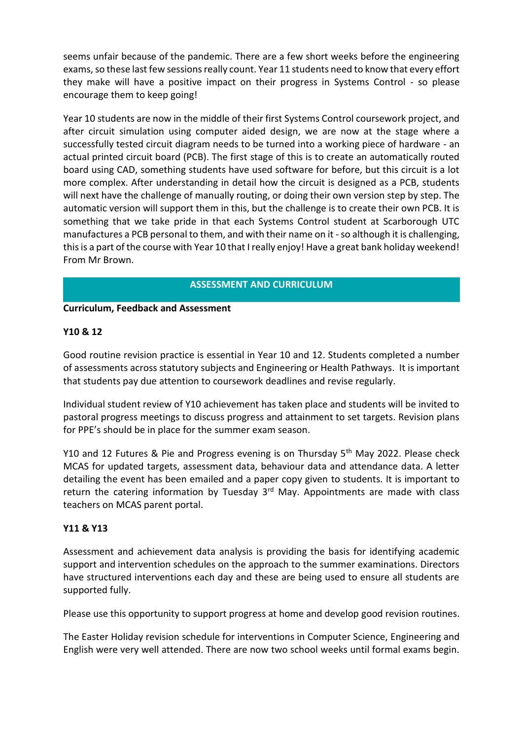seems unfair because of the pandemic. There are a few short weeks before the engineering exams, so these last few sessions really count. Year 11 students need to know that every effort they make will have a positive impact on their progress in Systems Control - so please encourage them to keep going!

Year 10 students are now in the middle of their first Systems Control coursework project, and after circuit simulation using computer aided design, we are now at the stage where a successfully tested circuit diagram needs to be turned into a working piece of hardware - an actual printed circuit board (PCB). The first stage of this is to create an automatically routed board using CAD, something students have used software for before, but this circuit is a lot more complex. After understanding in detail how the circuit is designed as a PCB, students will next have the challenge of manually routing, or doing their own version step by step. The automatic version will support them in this, but the challenge is to create their own PCB. It is something that we take pride in that each Systems Control student at Scarborough UTC manufactures a PCB personal to them, and with their name on it - so although it is challenging, this is a part of the course with Year 10 that I really enjoy! Have a great bank holiday weekend! From Mr Brown.

## ASSESSMENT AND CURRICULUM

**Curriculum, Feedback and Assessment**

**Y10 & 12**

Good routine revision practice is essential in Year 10 and 12. Students completed a number of assessments across statutory subjects and Engineering or Health Pathways. It is important that students pay due attention to coursework deadlines and revise regularly.

Individual student review of Y10 achievement has taken place and students will be invited to pastoral progress meetings to discuss progress and attainment to set targets. Revision plans for PPE's should be in place for the summer exam season.

Y10 and 12 Futures & Pie and Progress evening is on Thursday 5th May 2022. Please check MCAS for updated targets, assessment data, behaviour data and attendance data. A letter detailing the event has been emailed and a paper copy given to students. It is important to return the catering information by Tuesday 3rd May. Appointments are made with class teachers on MCAS parent portal.

**Y11 & Y13**

Assessment and achievement data analysis is providing the basis for identifying academic support and intervention schedules on the approach to the summer examinations. Directors have structured interventions each day and these are being used to ensure all students are supported fully.

Please use this opportunity to support progress at home and develop good revision routines.

The Easter Holiday revision schedule for interventions in Computer Science, Engineering and English were very well attended. There are now two school weeks until formal exams begin.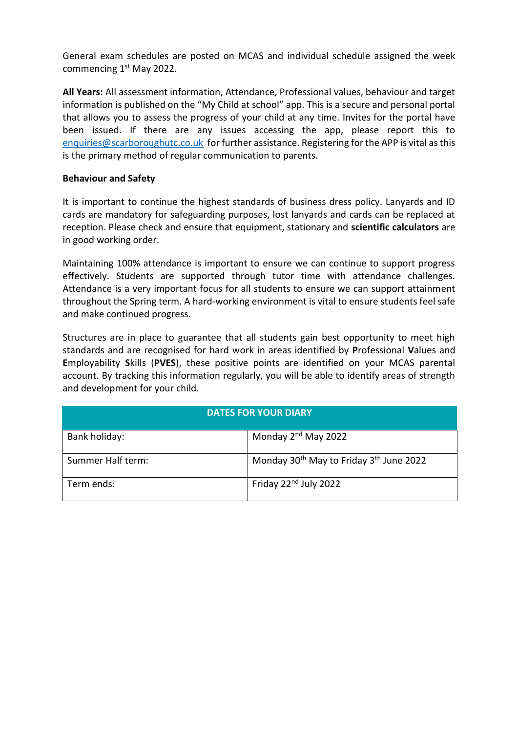General exam schedules are posted on MCAS and individual schedule assigned the week commencing 1st May 2022.

**All Years:** All assessment information, Attendance, Professional values, behaviour and target information is published on the "My Child at school" app. This is a secure and personal portal that allows you to assess the progress of your child at any time. Invites for the portal have been issued. If there are any issues accessing the app, please report this to enquiries@scarboroughutc.co.uk for further assistance. Registering for the APP is vital as this is the primary method of regular communication to parents.

**Behaviour and Safety**

It is important to continue the highest standards of business dress policy. Lanyards and ID cards are mandatory for safeguarding purposes, lost lanyards and cards can be replaced at reception. Please check and ensure that equipment, stationary and **scientific calculators** are in good working order.

Maintaining 100% attendance is important to ensure we can continue to support progress effectively. Students are supported through tutor time with attendance challenges. Attendance is a very important focus for all students to ensure we can support attainment throughout the Spring term. A hard-working environment is vital to ensure students feel safe and make continued progress.

Structures are in place to guarantee that all students gain best opportunity to meet high standards and are recognised for hard work in areas identified by **P**rofessional **V**alues and **E**mployability **S**kills (**PVES**), these positive points are identified on your MCAS parental account. By tracking this information regularly, you will be able to identify areas of strength and development for your child.

| DATES FOR YOUR DIARY | |
|---|---|
| Bank holiday: | Monday 2nd May 2022 |
| Summer Half term: | Monday 30th May to Friday 3th June 2022 |
| Term ends: | Friday 22nd July 2022 |